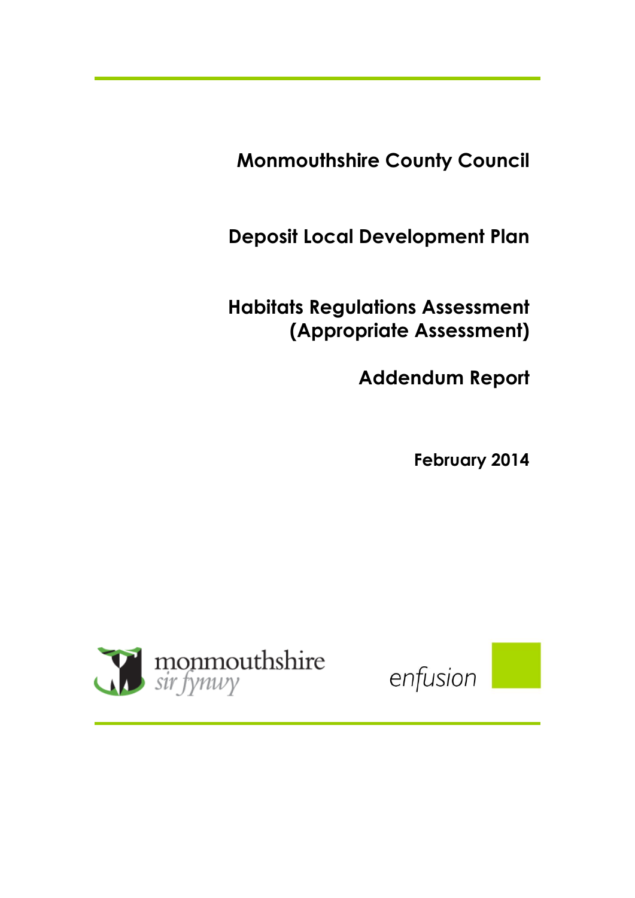# Monmouthshire County Council

## Deposit Local Development Plan

## Habitats Regulations Assessment (Appropriate Assessment)

## Addendum Report

**February 2014**

monmouthshire
*sir fynwy*

enfusion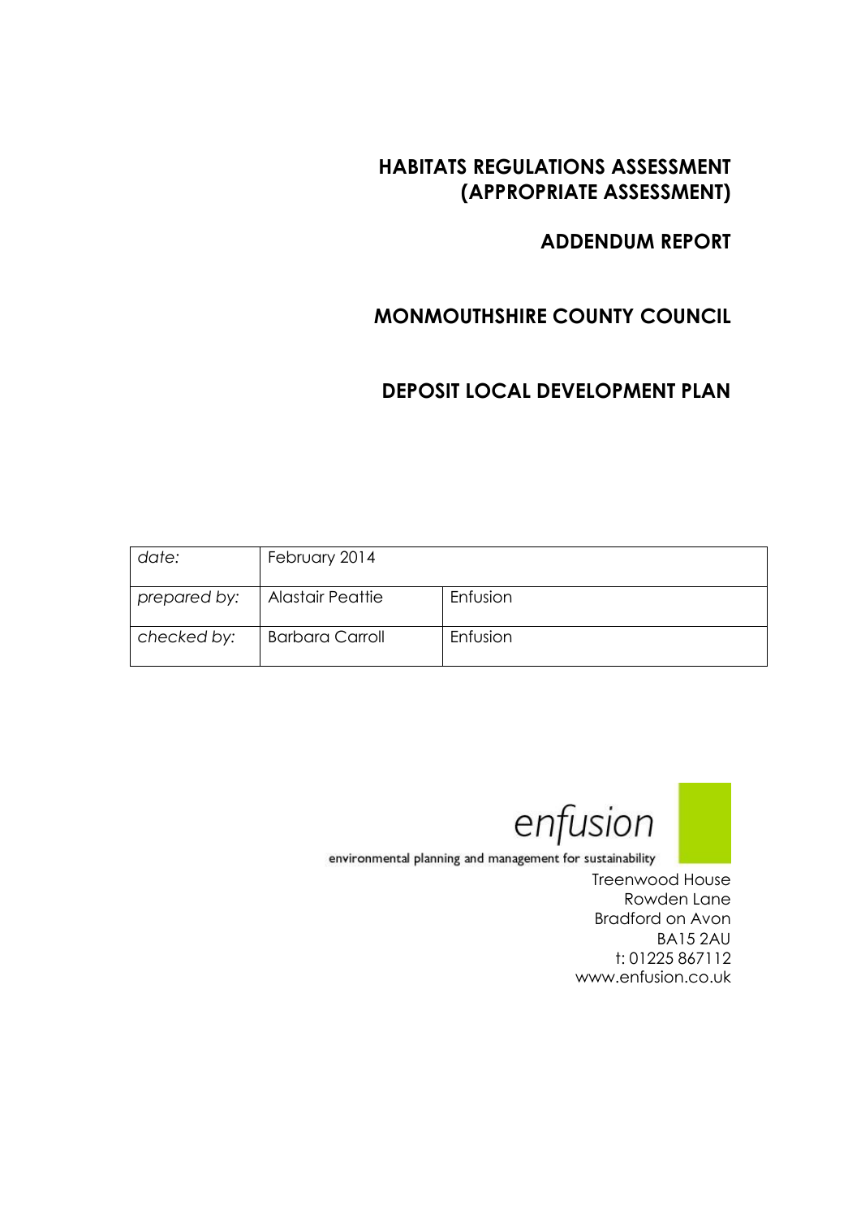# HABITATS REGULATIONS ASSESSMENT (APPROPRIATE ASSESSMENT)

## ADDENDUM REPORT

## MONMOUTHSHIRE COUNTY COUNCIL

## DEPOSIT LOCAL DEVELOPMENT PLAN

| *date:* | February 2014 | |
|---|---|---|
| *prepared by:* | Alastair Peattie | Enfusion |
| *checked by:* | Barbara Carroll | Enfusion |

enfusion

environmental planning and management for sustainability

Treenwood House
Rowden Lane
Bradford on Avon
BA15 2AU
t: 01225 867112
www.enfusion.co.uk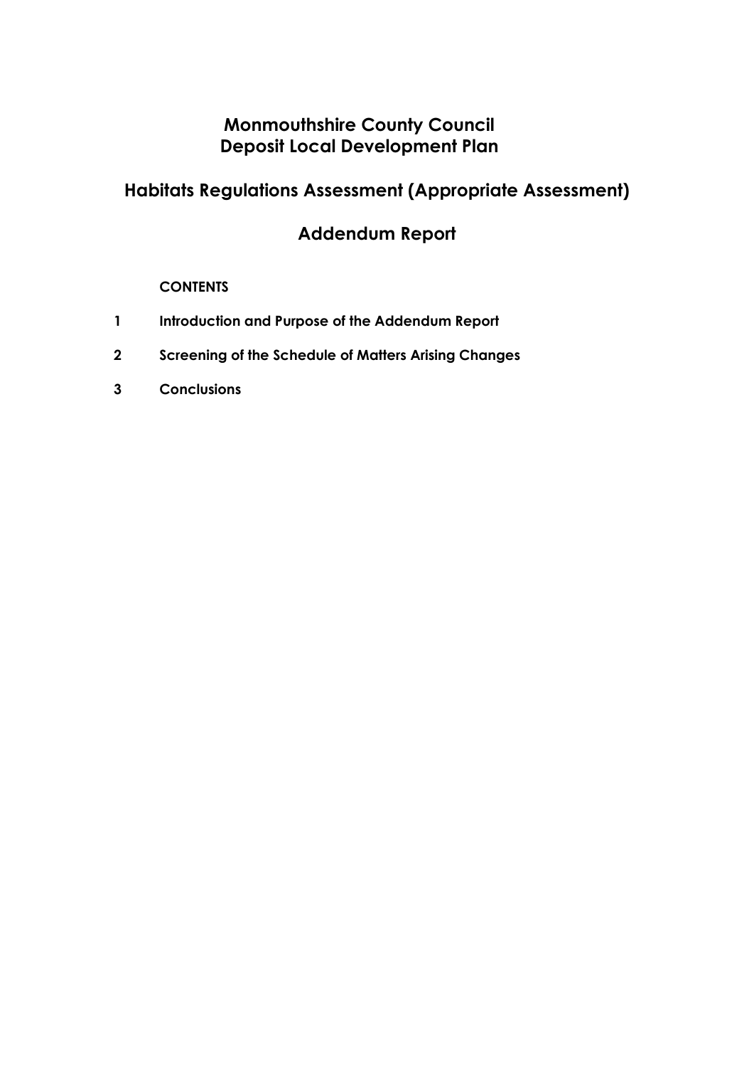# Monmouthshire County Council
# Deposit Local Development Plan

## Habitats Regulations Assessment (Appropriate Assessment)

## Addendum Report

**CONTENTS**

1 **Introduction and Purpose of the Addendum Report**

2 **Screening of the Schedule of Matters Arising Changes**

3 **Conclusions**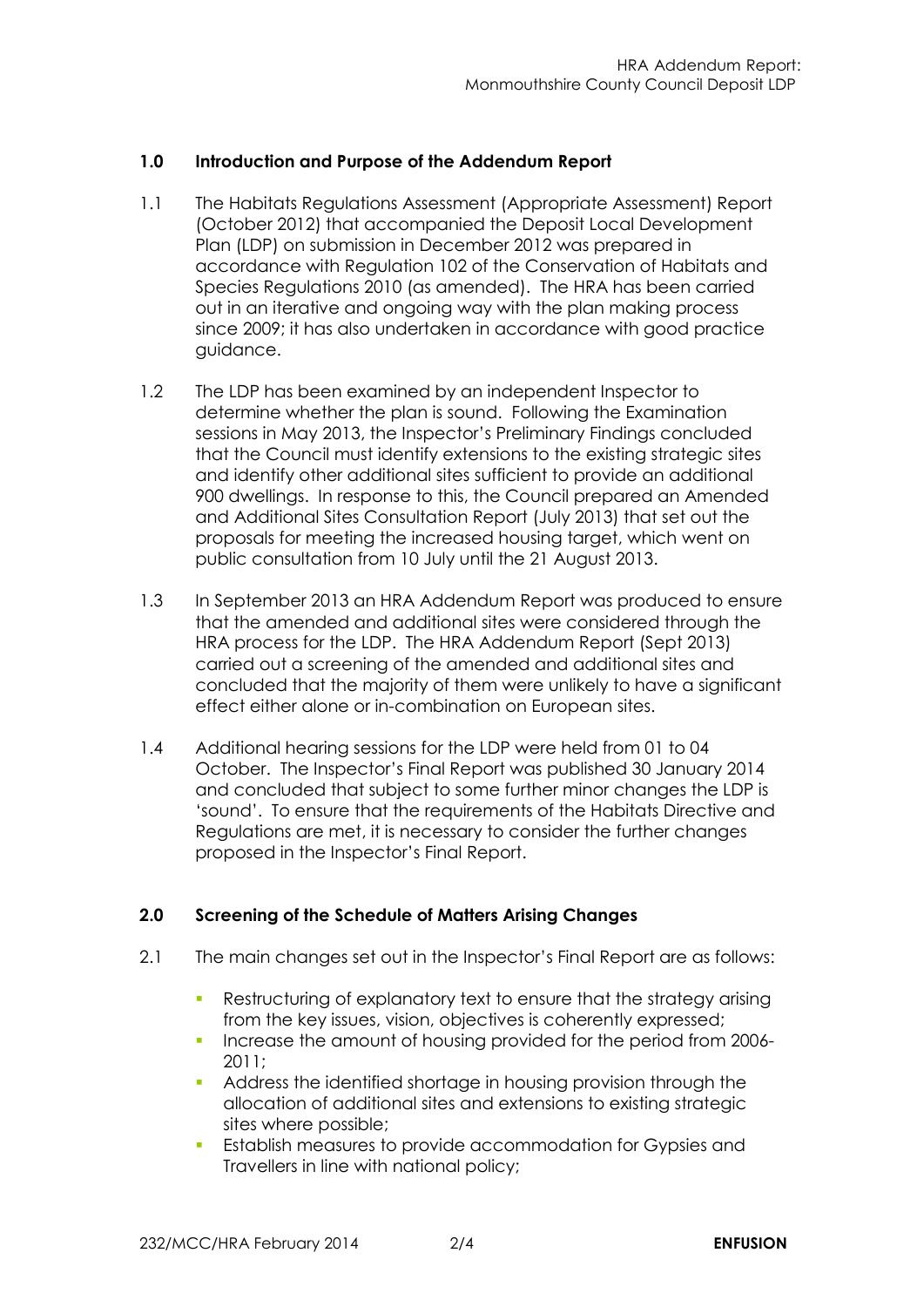## 1.0 Introduction and Purpose of the Addendum Report

1.1 The Habitats Regulations Assessment (Appropriate Assessment) Report (October 2012) that accompanied the Deposit Local Development Plan (LDP) on submission in December 2012 was prepared in accordance with Regulation 102 of the Conservation of Habitats and Species Regulations 2010 (as amended). The HRA has been carried out in an iterative and ongoing way with the plan making process since 2009; it has also undertaken in accordance with good practice guidance.

1.2 The LDP has been examined by an independent Inspector to determine whether the plan is sound. Following the Examination sessions in May 2013, the Inspector's Preliminary Findings concluded that the Council must identify extensions to the existing strategic sites and identify other additional sites sufficient to provide an additional 900 dwellings. In response to this, the Council prepared an Amended and Additional Sites Consultation Report (July 2013) that set out the proposals for meeting the increased housing target, which went on public consultation from 10 July until the 21 August 2013.

1.3 In September 2013 an HRA Addendum Report was produced to ensure that the amended and additional sites were considered through the HRA process for the LDP. The HRA Addendum Report (Sept 2013) carried out a screening of the amended and additional sites and concluded that the majority of them were unlikely to have a significant effect either alone or in-combination on European sites.

1.4 Additional hearing sessions for the LDP were held from 01 to 04 October. The Inspector's Final Report was published 30 January 2014 and concluded that subject to some further minor changes the LDP is 'sound'. To ensure that the requirements of the Habitats Directive and Regulations are met, it is necessary to consider the further changes proposed in the Inspector's Final Report.

## 2.0 Screening of the Schedule of Matters Arising Changes

2.1 The main changes set out in the Inspector's Final Report are as follows:

- Restructuring of explanatory text to ensure that the strategy arising from the key issues, vision, objectives is coherently expressed;
- Increase the amount of housing provided for the period from 2006-2011;
- Address the identified shortage in housing provision through the allocation of additional sites and extensions to existing strategic sites where possible;
- Establish measures to provide accommodation for Gypsies and Travellers in line with national policy;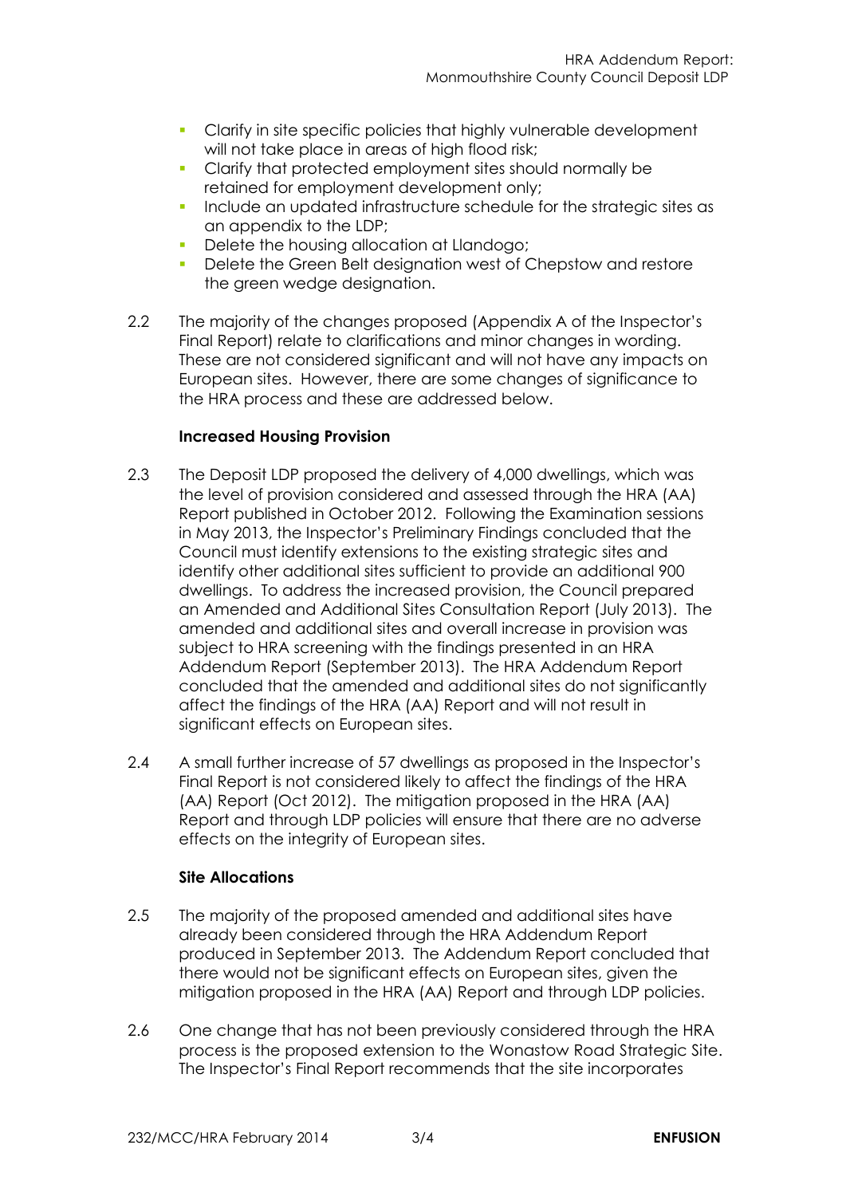- Clarify in site specific policies that highly vulnerable development will not take place in areas of high flood risk;
- Clarify that protected employment sites should normally be retained for employment development only;
- Include an updated infrastructure schedule for the strategic sites as an appendix to the LDP;
- Delete the housing allocation at Llandogo;
- Delete the Green Belt designation west of Chepstow and restore the green wedge designation.

2.2 The majority of the changes proposed (Appendix A of the Inspector's Final Report) relate to clarifications and minor changes in wording. These are not considered significant and will not have any impacts on European sites. However, there are some changes of significance to the HRA process and these are addressed below.

**Increased Housing Provision**

2.3 The Deposit LDP proposed the delivery of 4,000 dwellings, which was the level of provision considered and assessed through the HRA (AA) Report published in October 2012. Following the Examination sessions in May 2013, the Inspector's Preliminary Findings concluded that the Council must identify extensions to the existing strategic sites and identify other additional sites sufficient to provide an additional 900 dwellings. To address the increased provision, the Council prepared an Amended and Additional Sites Consultation Report (July 2013). The amended and additional sites and overall increase in provision was subject to HRA screening with the findings presented in an HRA Addendum Report (September 2013). The HRA Addendum Report concluded that the amended and additional sites do not significantly affect the findings of the HRA (AA) Report and will not result in significant effects on European sites.

2.4 A small further increase of 57 dwellings as proposed in the Inspector's Final Report is not considered likely to affect the findings of the HRA (AA) Report (Oct 2012). The mitigation proposed in the HRA (AA) Report and through LDP policies will ensure that there are no adverse effects on the integrity of European sites.

**Site Allocations**

2.5 The majority of the proposed amended and additional sites have already been considered through the HRA Addendum Report produced in September 2013. The Addendum Report concluded that there would not be significant effects on European sites, given the mitigation proposed in the HRA (AA) Report and through LDP policies.

2.6 One change that has not been previously considered through the HRA process is the proposed extension to the Wonastow Road Strategic Site. The Inspector's Final Report recommends that the site incorporates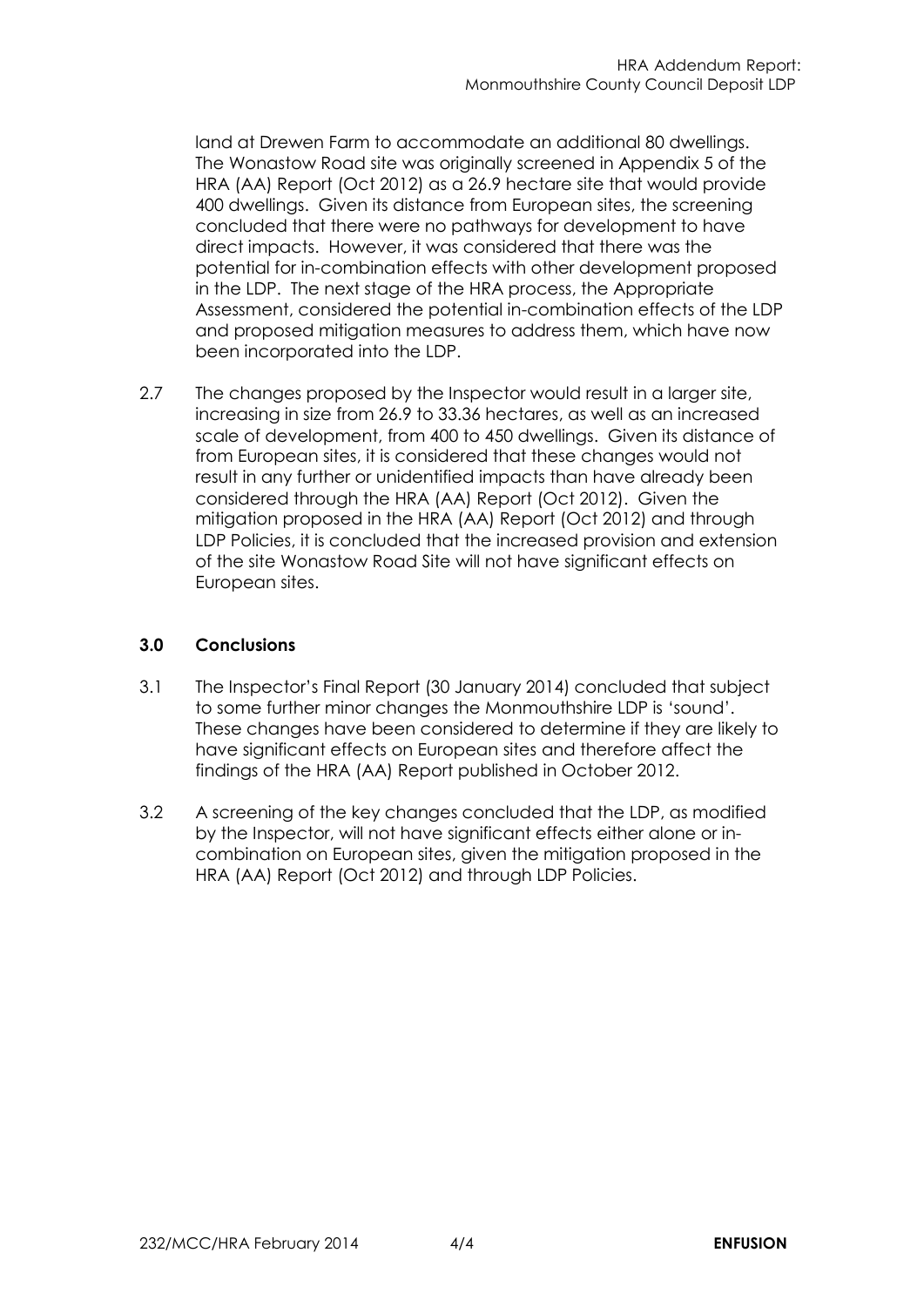land at Drewen Farm to accommodate an additional 80 dwellings. The Wonastow Road site was originally screened in Appendix 5 of the HRA (AA) Report (Oct 2012) as a 26.9 hectare site that would provide 400 dwellings. Given its distance from European sites, the screening concluded that there were no pathways for development to have direct impacts. However, it was considered that there was the potential for in-combination effects with other development proposed in the LDP. The next stage of the HRA process, the Appropriate Assessment, considered the potential in-combination effects of the LDP and proposed mitigation measures to address them, which have now been incorporated into the LDP.

2.7 The changes proposed by the Inspector would result in a larger site, increasing in size from 26.9 to 33.36 hectares, as well as an increased scale of development, from 400 to 450 dwellings. Given its distance of from European sites, it is considered that these changes would not result in any further or unidentified impacts than have already been considered through the HRA (AA) Report (Oct 2012). Given the mitigation proposed in the HRA (AA) Report (Oct 2012) and through LDP Policies, it is concluded that the increased provision and extension of the site Wonastow Road Site will not have significant effects on European sites.

### 3.0 Conclusions

3.1 The Inspector's Final Report (30 January 2014) concluded that subject to some further minor changes the Monmouthshire LDP is 'sound'. These changes have been considered to determine if they are likely to have significant effects on European sites and therefore affect the findings of the HRA (AA) Report published in October 2012.

3.2 A screening of the key changes concluded that the LDP, as modified by the Inspector, will not have significant effects either alone or in-combination on European sites, given the mitigation proposed in the HRA (AA) Report (Oct 2012) and through LDP Policies.